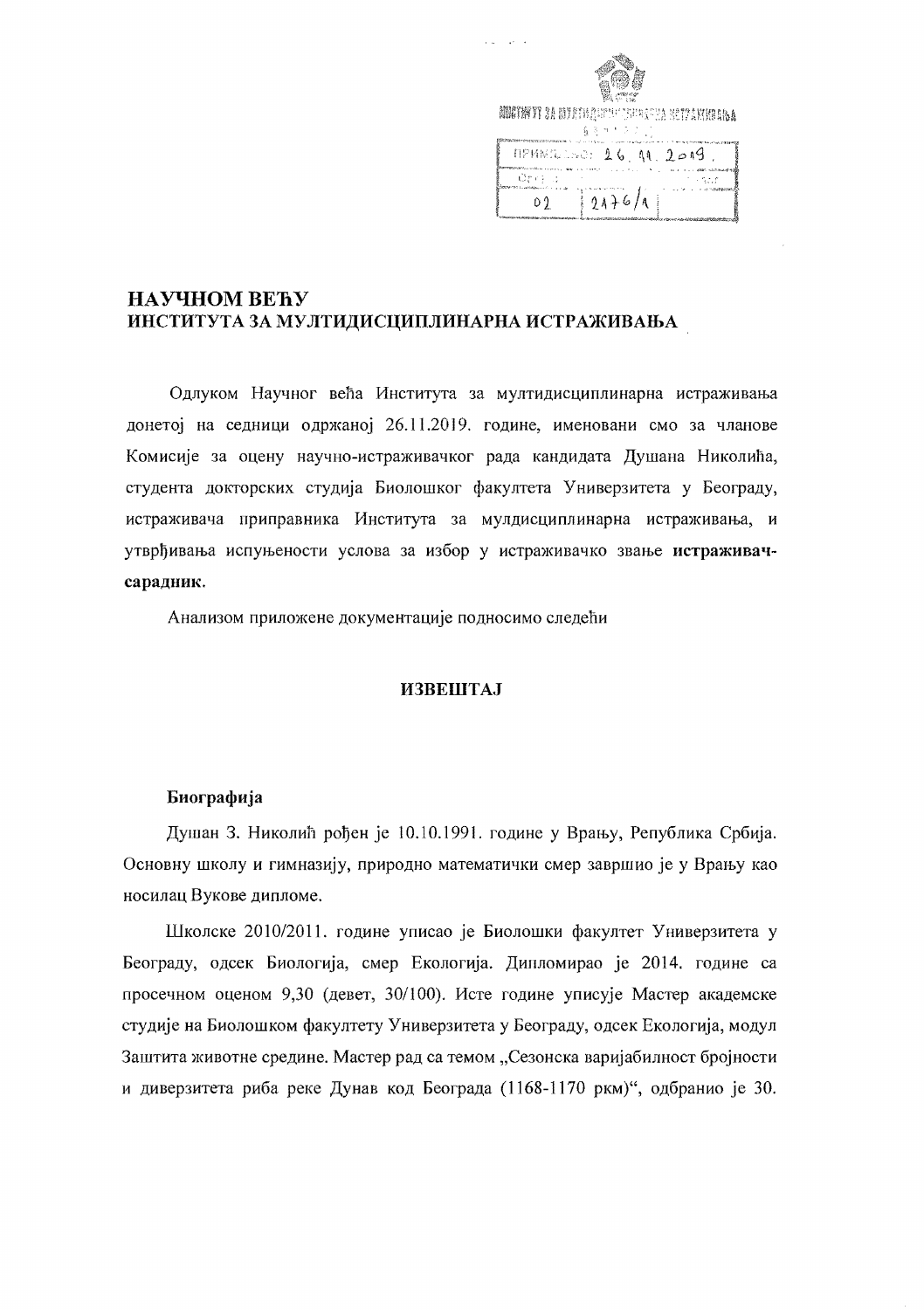**НАУЧНОМ ВЕЋУ**
**ИНСТИТУТА ЗА МУЛТИДИСЦИПЛИНАРНА ИСТРАЖИВАЊА**

Одлуком Научног већа Института за мултидисциплинарна истраживања донетој на седници одржаној 26.11.2019. године, именовани смо за чланове Комисије за оцену научно-истраживачког рада кандидата Душана Николића, студента докторских студија Биолошког факултета Универзитета у Београду, истраживача приправника Института за мулдисциплинарна истраживања, и утврђивања испуњености услова за избор у истраживачко звање **истраживач-сарадник**.

Анализом приложене документације подносимо следећи

## ИЗВЕШТАЈ

### Биографија

Душан З. Николић рођен је 10.10.1991. године у Врању, Република Србија. Основну школу и гимназију, природно математички смер завршио је у Врању као носилац Вукове дипломе.

Школске 2010/2011. године уписао је Биолошки факултет Универзитета у Београду, одсек Биологија, смер Екологија. Дипломирао је 2014. године са просечном оценом 9,30 (девет, 30/100). Исте године уписује Мастер академске студије на Биолошком факултету Универзитета у Београду, одсек Екологија, модул Заштита животне средине. Мастер рад са темом „Сезонска варијабилност бројности и диверзитета риба реке Дунав код Београда (1168-1170 ркм)“, одбранио је 30.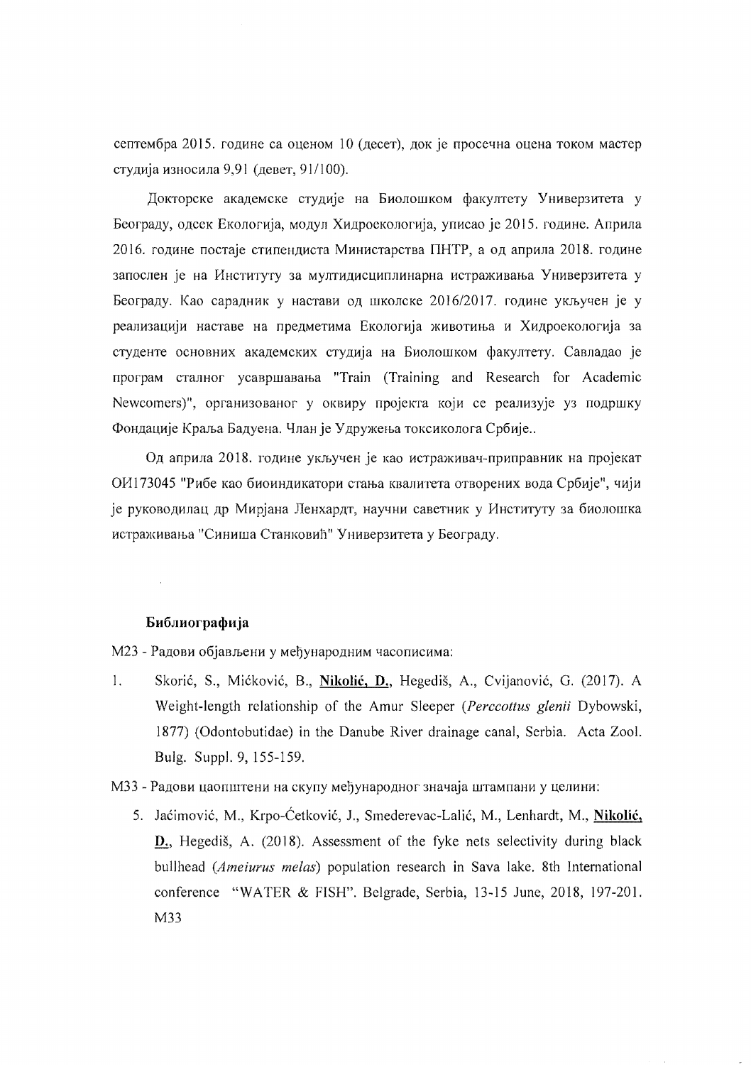септембра 2015. године са оценом 10 (десет), док је просечна оцена током мастер студија износила 9,91 (девет, 91/100).

Докторске академске студије на Биолошком факултету Универзитета у Београду, одсек Екологија, модул Хидроекологија, уписао је 2015. године. Априла 2016. године постаје стипендиста Министарства ПНТР, а од априла 2018. године запослен је на Институту за мултидисциплинарна истраживања Универзитета у Београду. Као сарадник у настави од школске 2016/2017. године укључен је у реализацији наставе на предметима Екологија животиња и Хидроекологија за студенте основних академских студија на Биолошком факултету. Савладао је програм сталног усавршавања "Train (Training and Research for Academic Newcomers)", организованог у оквиру пројекта који се реализује уз подршку Фондације Краља Бадуена. Члан је Удружења токсиколога Србије..

Од априла 2018. године укључен је као истраживач-приправник на пројекат ОИ173045 "Рибе као биоиндикатори стања квалитета отворених вода Србије", чији је руководилац др Мирјана Ленхардт, научни саветник у Институту за биолошка истраживања "Синиша Станковић" Универзитета у Београду.

**Библиографија**

М23 - Радови објављени у међународним часописима:

1. Skorić, S., Mićković, B., **Nikolić, D.**, Hegediš, A., Cvijanović, G. (2017). A Weight-length relationship of the Amur Sleeper (*Perccottus glenii* Dybowski, 1877) (Odontobutidae) in the Danube River drainage canal, Serbia. Acta Zool. Bulg. Suppl. 9, 155-159.

М33 - Радови цаопштени на скупу међународног значаја штампани у целини:

5. Jaćimović, M., Krpo-Ćetković, J., Smederevac-Lalić, M., Lenhardt, M., **Nikolić, D.**, Hegediš, A. (2018). Assessment of the fyke nets selectivity during black bullhead (*Ameiurus melas*) population research in Sava lake. 8th International conference "WATER & FISH". Belgrade, Serbia, 13-15 June, 2018, 197-201. M33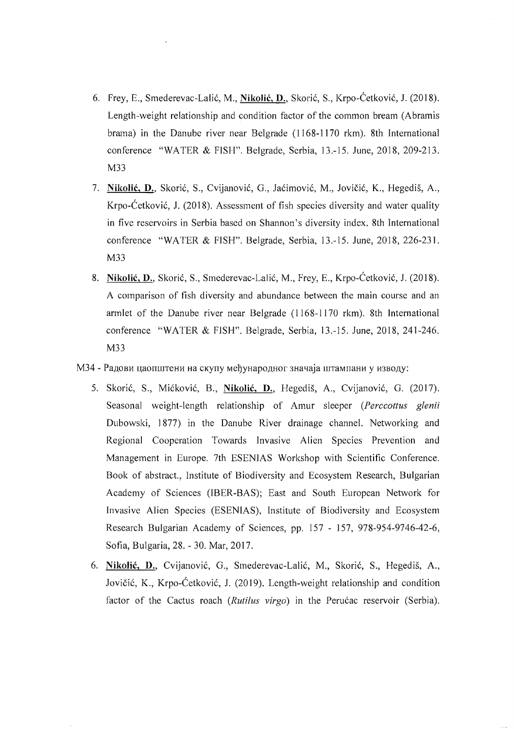6. Frey, E., Smederevac-Lalić, M., **Nikolić, D.**, Skorić, S., Krpo-Ćetković, J. (2018). Length-weight relationship and condition factor of the common bream (Abramis brama) in the Danube river near Belgrade (1168-1170 rkm). 8th International conference "WATER & FISH". Belgrade, Serbia, 13.-15. June, 2018, 209-213. M33

7. **Nikolić, D.**, Skorić, S., Cvijanović, G., Jaćimović, M., Jovičić, K., Hegediš, A., Krpo-Ćetković, J. (2018). Assessment of fish species diversity and water quality in five reservoirs in Serbia based on Shannon's diversity index. 8th International conference "WATER & FISH". Belgrade, Serbia, 13.-15. June, 2018, 226-231. M33

8. **Nikolić, D.**, Skorić, S., Smederevac-Lalić, M., Frey, E., Krpo-Ćetković, J. (2018). A comparison of fish diversity and abundance between the main course and an armlet of the Danube river near Belgrade (1168-1170 rkm). 8th International conference "WATER & FISH". Belgrade, Serbia, 13.-15. June, 2018, 241-246. M33

M34 - Радови цаопштени на скупу међународног значаја штампани у изводу:

5. Skorić, S., Mićković, B., **Nikolić, D.**, Hegediš, A., Cvijanović, G. (2017). Seasonal weight-length relationship of Amur sleeper (*Perccottus glenii* Dubowski, 1877) in the Danube River drainage channel. Networking and Regional Cooperation Towards Invasive Alien Species Prevention and Management in Europe. 7th ESENIAS Workshop with Scientific Conference. Book of abstract., Institute of Biodiversity and Ecosystem Research, Bulgarian Academy of Sciences (IBER-BAS); East and South European Network for Invasive Alien Species (ESENIAS), Institute of Biodiversity and Ecosystem Research Bulgarian Academy of Sciences, pp. 157 - 157, 978-954-9746-42-6, Sofia, Bulgaria, 28. - 30. Mar, 2017.

6. **Nikolić, D.**, Cvijanović, G., Smederevac-Lalić, M., Skorić, S., Hegediš, A., Jovičić, K., Krpo-Ćetković, J. (2019). Length-weight relationship and condition factor of the Cactus roach (*Rutilus virgo*) in the Perućac reservoir (Serbia).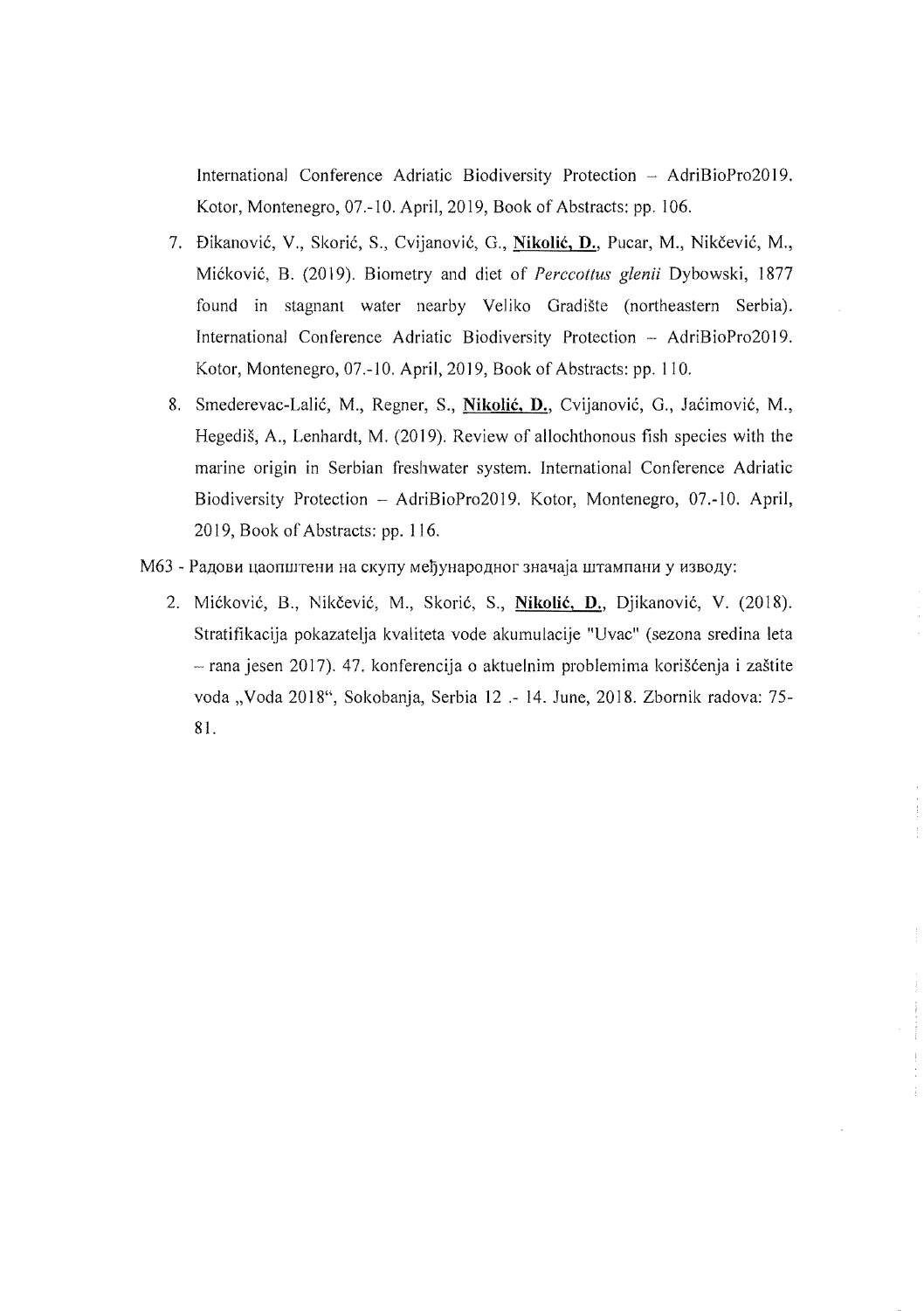International Conference Adriatic Biodiversity Protection – AdriBioPro2019. Kotor, Montenegro, 07.-10. April, 2019, Book of Abstracts: pp. 106.

7. Đikanović, V., Skorić, S., Cvijanović, G., **Nikolić, D.**, Pucar, M., Nikčević, M., Mićković, B. (2019). Biometry and diet of *Perccottus glenii* Dybowski, 1877 found in stagnant water nearby Veliko Gradište (northeastern Serbia). International Conference Adriatic Biodiversity Protection – AdriBioPro2019. Kotor, Montenegro, 07.-10. April, 2019, Book of Abstracts: pp. 110.

8. Smederevac-Lalić, M., Regner, S., **Nikolić, D.**, Cvijanović, G., Jaćimović, M., Hegediš, A., Lenhardt, M. (2019). Review of allochthonous fish species with the marine origin in Serbian freshwater system. International Conference Adriatic Biodiversity Protection – AdriBioPro2019. Kotor, Montenegro, 07.-10. April, 2019, Book of Abstracts: pp. 116.

М63 - Радови цаопштени на скупу међународног значаја штампани у изводу:

2. Mićković, B., Nikčević, M., Skorić, S., **Nikolić, D.**, Djikanović, V. (2018). Stratifikacija pokazatelja kvaliteta vode akumulacije "Uvac" (sezona sredina leta – rana jesen 2017). 47. konferencija o aktuelnim problemima korišćenja i zaštite voda „Voda 2018", Sokobanja, Serbia 12 .- 14. June, 2018. Zbornik radova: 75-81.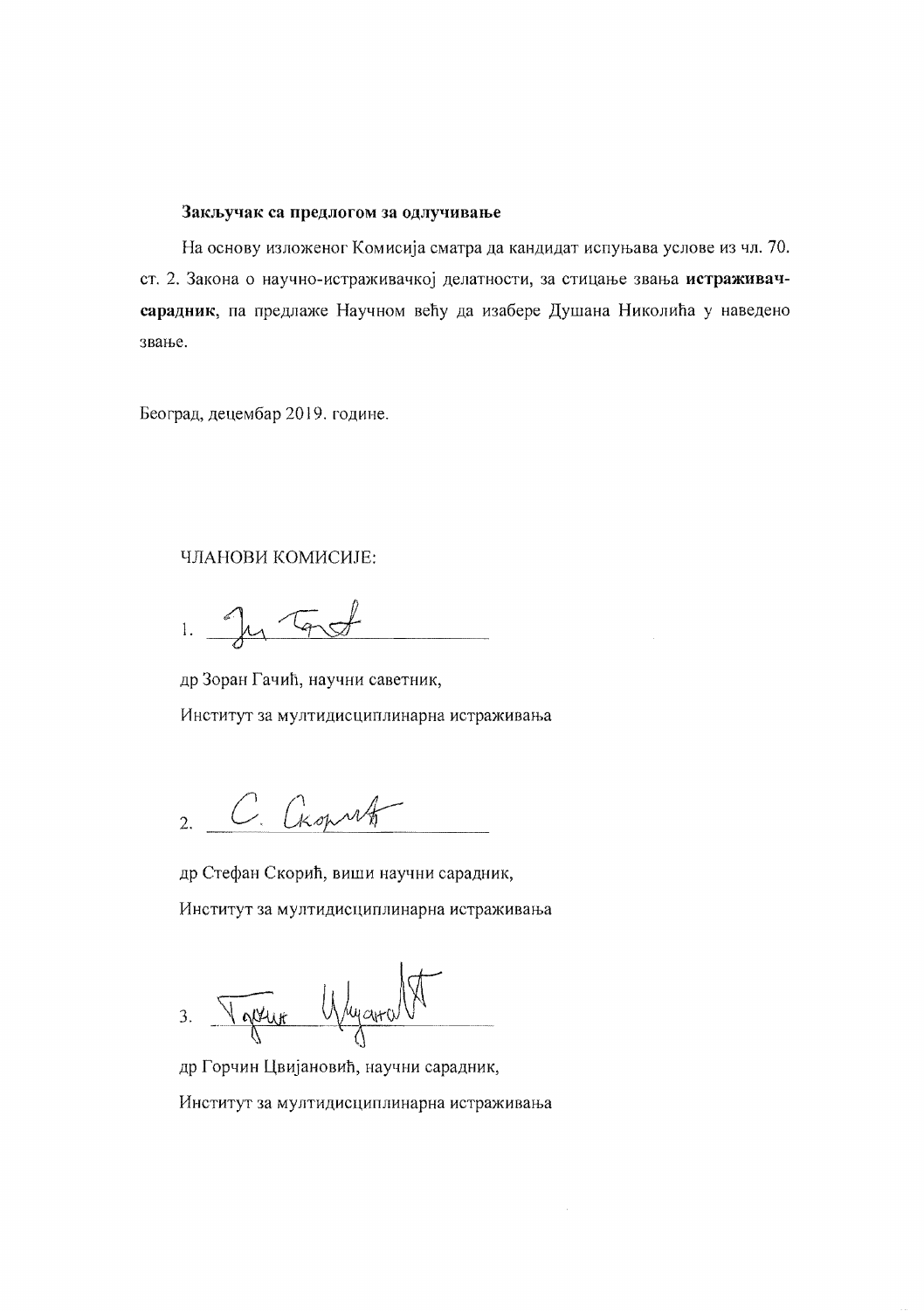**Закључак са предлогом за одлучивање**

На основу изложеног Комисија сматра да кандидат испуњава услове из чл. 70. ст. 2. Закона о научно-истраживачкој делатности, за стицање звања **истраживач-сарадник**, па предлаже Научном већу да изабере Душана Николића у наведено звање.

Београд, децембар 2019. године.

ЧЛАНОВИ КОМИСИЈЕ:

1. ______________________

др Зоран Гачић, научни саветник,

Институт за мултидисциплинарна истраживања

2. ______________________

др Стефан Скорић, виши научни сарадник,

Институт за мултидисциплинарна истраживања

3. ______________________

др Горчин Цвијановић, научни сарадник,

Институт за мултидисциплинарна истраживања